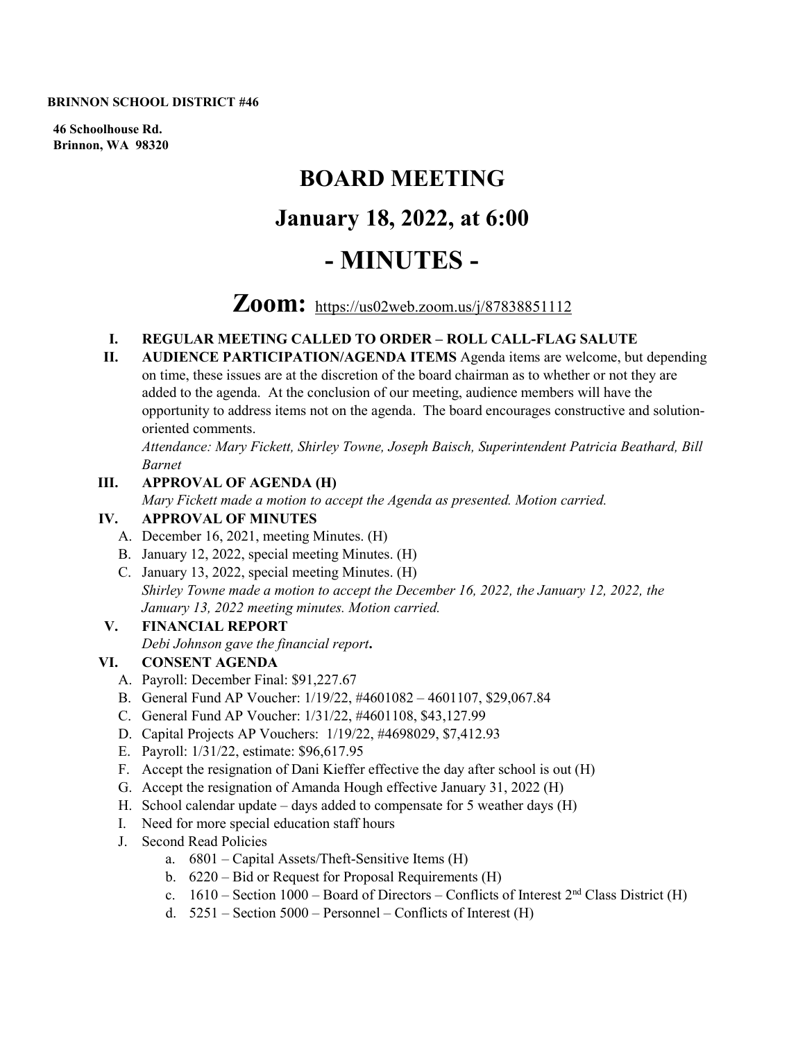**BRINNON SCHOOL DISTRICT #46**

**46 Schoolhouse Rd.**
**Brinnon, WA 98320**

# BOARD MEETING

# January 18, 2022, at 6:00

# - MINUTES -

## Zoom: https://us02web.zoom.us/j/87838851112

I. **REGULAR MEETING CALLED TO ORDER – ROLL CALL-FLAG SALUTE**

II. **AUDIENCE PARTICIPATION/AGENDA ITEMS** Agenda items are welcome, but depending on time, these issues are at the discretion of the board chairman as to whether or not they are added to the agenda. At the conclusion of our meeting, audience members will have the opportunity to address items not on the agenda. The board encourages constructive and solution-oriented comments.

   *Attendance: Mary Fickett, Shirley Towne, Joseph Baisch, Superintendent Patricia Beathard, Bill Barnet*

III. **APPROVAL OF AGENDA (H)**

   *Mary Fickett made a motion to accept the Agenda as presented. Motion carried.*

IV. **APPROVAL OF MINUTES**

   A. December 16, 2021, meeting Minutes. (H)
   B. January 12, 2022, special meeting Minutes. (H)
   C. January 13, 2022, special meeting Minutes. (H)

   *Shirley Towne made a motion to accept the December 16, 2022, the January 12, 2022, the January 13, 2022 meeting minutes. Motion carried.*

V. **FINANCIAL REPORT**

   *Debi Johnson gave the financial report***.**

VI. **CONSENT AGENDA**

   A. Payroll: December Final: $91,227.67
   B. General Fund AP Voucher: 1/19/22, #4601082 – 4601107, $29,067.84
   C. General Fund AP Voucher: 1/31/22, #4601108, $43,127.99
   D. Capital Projects AP Vouchers: 1/19/22, #4698029, $7,412.93
   E. Payroll: 1/31/22, estimate: $96,617.95
   F. Accept the resignation of Dani Kieffer effective the day after school is out (H)
   G. Accept the resignation of Amanda Hough effective January 31, 2022 (H)
   H. School calendar update – days added to compensate for 5 weather days (H)
   I. Need for more special education staff hours
   J. Second Read Policies
      a. 6801 – Capital Assets/Theft-Sensitive Items (H)
      b. 6220 – Bid or Request for Proposal Requirements (H)
      c. 1610 – Section 1000 – Board of Directors – Conflicts of Interest 2nd Class District (H)
      d. 5251 – Section 5000 – Personnel – Conflicts of Interest (H)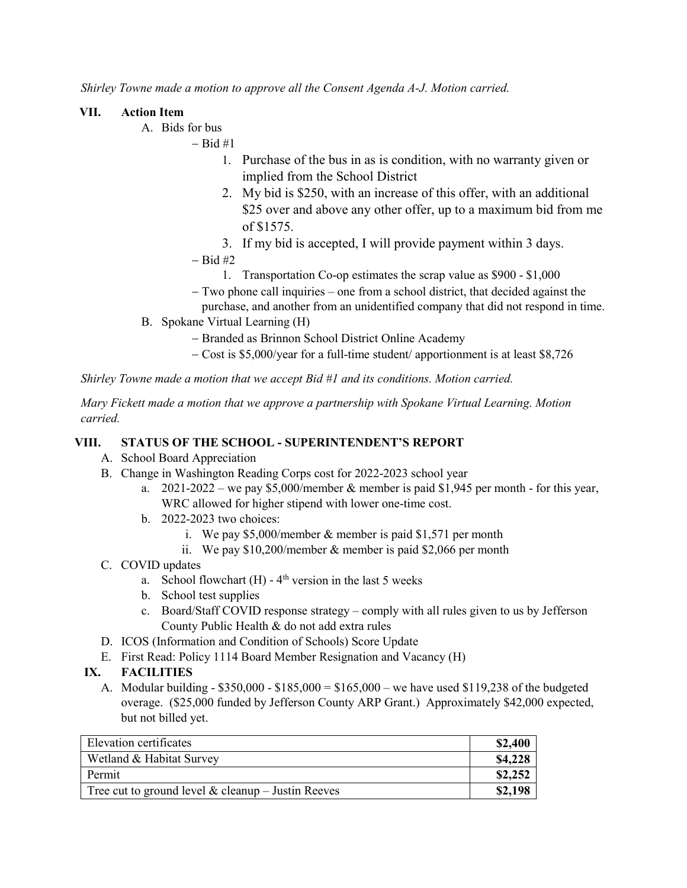*Shirley Towne made a motion to approve all the Consent Agenda A-J. Motion carried.*

## VII. Action Item

A. Bids for bus

- Bid #1
    1. Purchase of the bus in as is condition, with no warranty given or implied from the School District
    2. My bid is $250, with an increase of this offer, with an additional $25 over and above any other offer, up to a maximum bid from me of $1575.
    3. If my bid is accepted, I will provide payment within 3 days.
- Bid #2
    1. Transportation Co-op estimates the scrap value as $900 - $1,000
- Two phone call inquiries – one from a school district, that decided against the purchase, and another from an unidentified company that did not respond in time.

B. Spokane Virtual Learning (H)

- Branded as Brinnon School District Online Academy
- Cost is $5,000/year for a full-time student/ apportionment is at least $8,726

*Shirley Towne made a motion that we accept Bid #1 and its conditions. Motion carried.*

*Mary Fickett made a motion that we approve a partnership with Spokane Virtual Learning. Motion carried.*

## VIII. STATUS OF THE SCHOOL - SUPERINTENDENT'S REPORT

A. School Board Appreciation

B. Change in Washington Reading Corps cost for 2022-2023 school year

   a. 2021-2022 – we pay $5,000/member & member is paid $1,945 per month - for this year, WRC allowed for higher stipend with lower one-time cost.

   b. 2022-2023 two choices:

      i. We pay $5,000/member & member is paid $1,571 per month

      ii. We pay $10,200/member & member is paid $2,066 per month

C. COVID updates

   a. School flowchart (H) - 4th version in the last 5 weeks

   b. School test supplies

   c. Board/Staff COVID response strategy – comply with all rules given to us by Jefferson County Public Health & do not add extra rules

D. ICOS (Information and Condition of Schools) Score Update

E. First Read: Policy 1114 Board Member Resignation and Vacancy (H)

## IX. FACILITIES

A. Modular building - $350,000 - $185,000 = $165,000 – we have used $119,238 of the budgeted overage. ($25,000 funded by Jefferson County ARP Grant.) Approximately $42,000 expected, but not billed yet.

| Elevation certificates | **$2,400** |
|---|---|
| Wetland & Habitat Survey | **$4,228** |
| Permit | **$2,252** |
| Tree cut to ground level & cleanup – Justin Reeves | **$2,198** |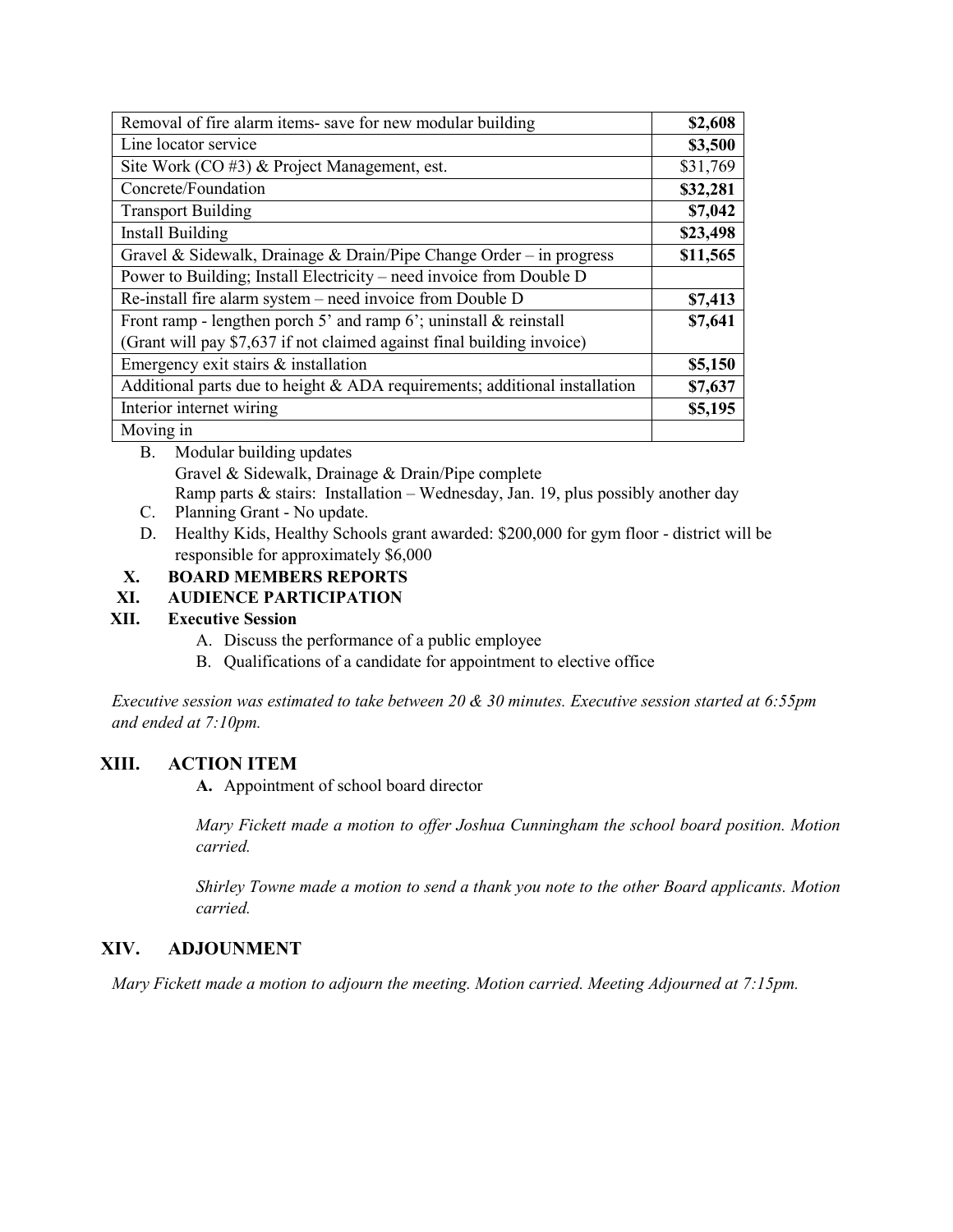| | |
|---|---|
| Removal of fire alarm items- save for new modular building | **$2,608** |
| Line locator service | **$3,500** |
| Site Work (CO #3) & Project Management, est. | $31,769 |
| Concrete/Foundation | **$32,281** |
| Transport Building | **$7,042** |
| Install Building | **$23,498** |
| Gravel & Sidewalk, Drainage & Drain/Pipe Change Order – in progress | **$11,565** |
| Power to Building; Install Electricity – need invoice from Double D | |
| Re-install fire alarm system – need invoice from Double D | **$7,413** |
| Front ramp - lengthen porch 5' and ramp 6'; uninstall & reinstall (Grant will pay $7,637 if not claimed against final building invoice) | **$7,641** |
| Emergency exit stairs & installation | **$5,150** |
| Additional parts due to height & ADA requirements; additional installation | **$7,637** |
| Interior internet wiring | **$5,195** |
| Moving in | |

B. Modular building updates
   Gravel & Sidewalk, Drainage & Drain/Pipe complete
   Ramp parts & stairs: Installation – Wednesday, Jan. 19, plus possibly another day

C. Planning Grant - No update.

D. Healthy Kids, Healthy Schools grant awarded: $200,000 for gym floor - district will be responsible for approximately $6,000

**X. BOARD MEMBERS REPORTS**

**XI. AUDIENCE PARTICIPATION**

**XII. Executive Session**

A. Discuss the performance of a public employee
B. Qualifications of a candidate for appointment to elective office

*Executive session was estimated to take between 20 & 30 minutes. Executive session started at 6:55pm and ended at 7:10pm.*

## XIII. ACTION ITEM

**A.** Appointment of school board director

*Mary Fickett made a motion to offer Joshua Cunningham the school board position. Motion carried.*

*Shirley Towne made a motion to send a thank you note to the other Board applicants. Motion carried.*

## XIV. ADJOUNMENT

*Mary Fickett made a motion to adjourn the meeting. Motion carried. Meeting Adjourned at 7:15pm.*